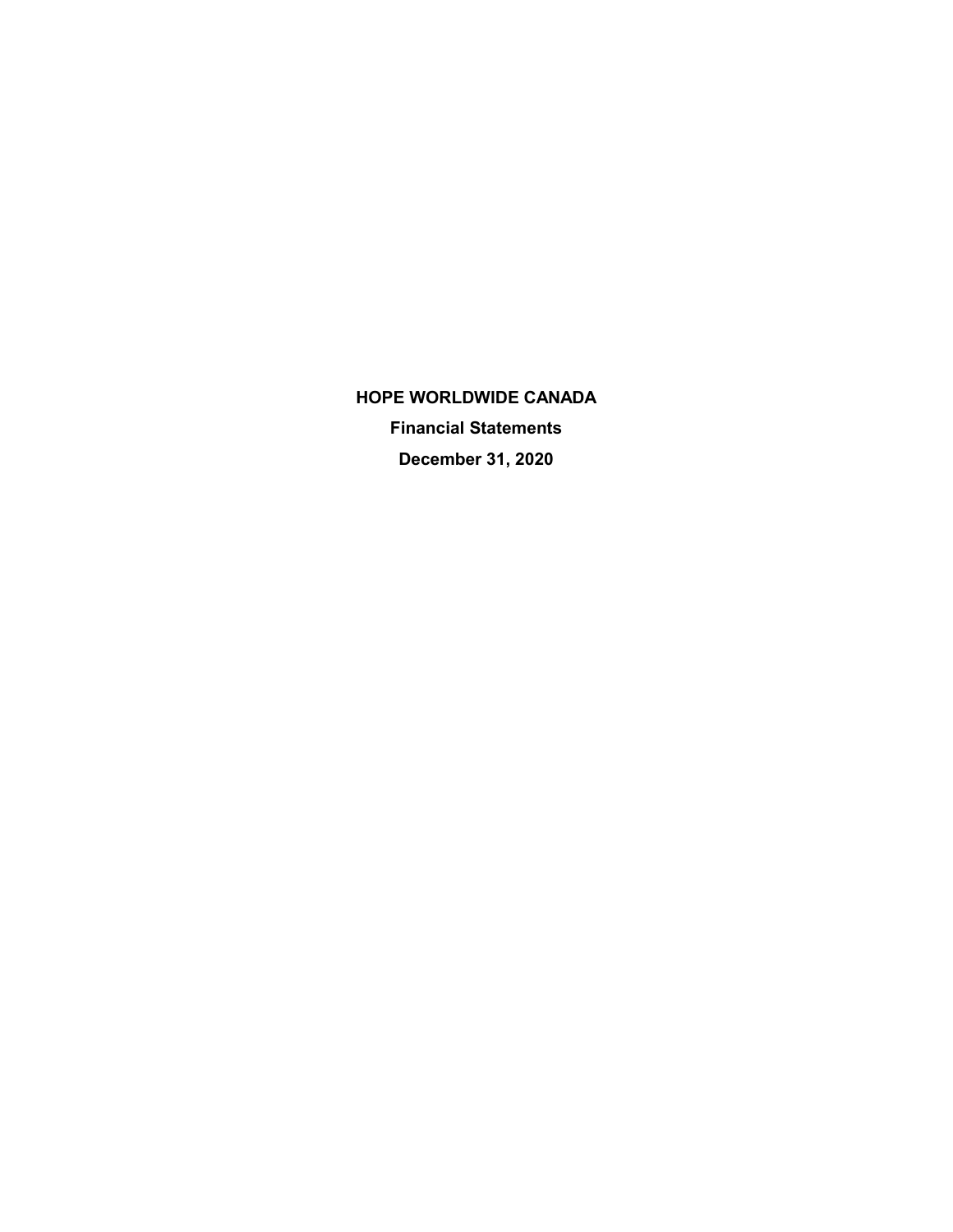# HOPE WORLDWIDE CANADA

## Financial Statements

## December 31, 2020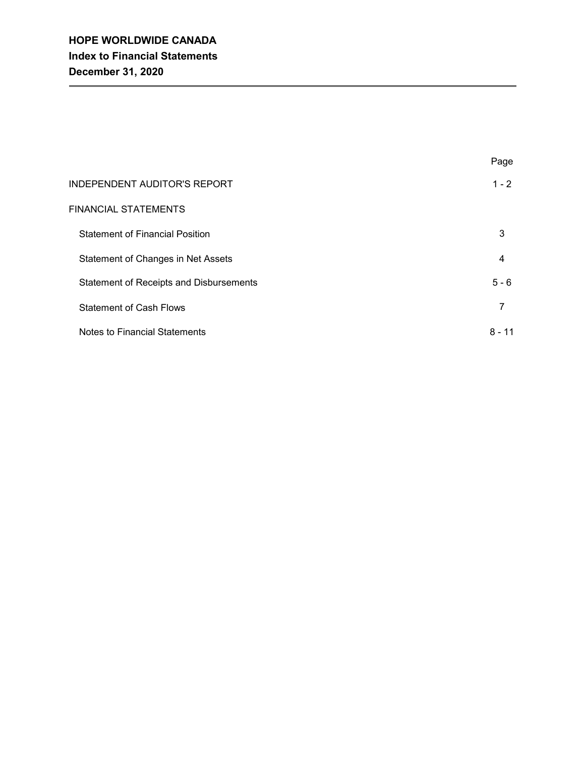# HOPE WORLDWIDE CANADA
## Index to Financial Statements
## December 31, 2020

| | Page |
|---|---|
| INDEPENDENT AUDITOR'S REPORT | 1 - 2 |
| FINANCIAL STATEMENTS | |
| Statement of Financial Position | 3 |
| Statement of Changes in Net Assets | 4 |
| Statement of Receipts and Disbursements | 5 - 6 |
| Statement of Cash Flows | 7 |
| Notes to Financial Statements | 8 - 11 |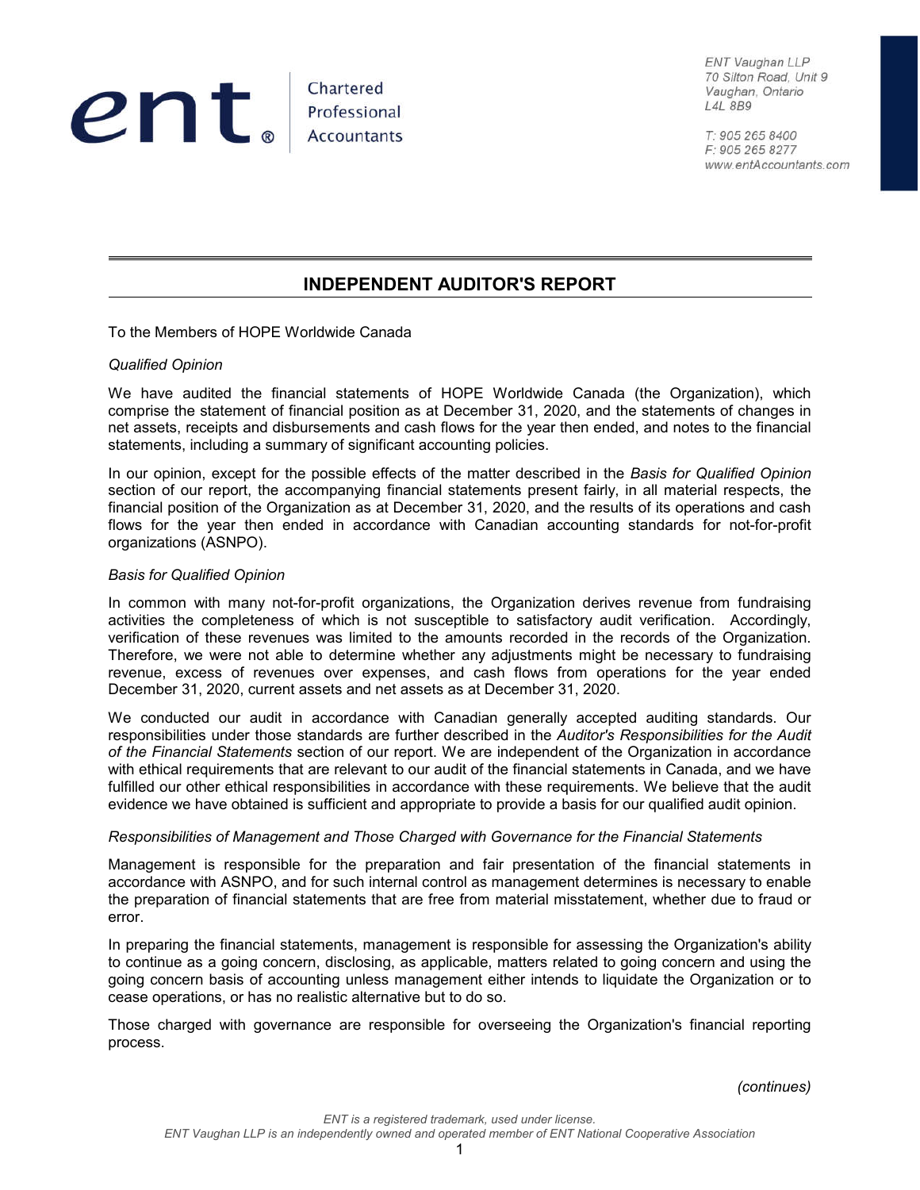ent® Chartered Professional Accountants

ENT Vaughan LLP
70 Silton Road, Unit 9
Vaughan, Ontario
L4L 8B9

T: 905 265 8400
F: 905 265 8277
www.entAccountants.com

## INDEPENDENT AUDITOR'S REPORT

To the Members of HOPE Worldwide Canada

*Qualified Opinion*

We have audited the financial statements of HOPE Worldwide Canada (the Organization), which comprise the statement of financial position as at December 31, 2020, and the statements of changes in net assets, receipts and disbursements and cash flows for the year then ended, and notes to the financial statements, including a summary of significant accounting policies.

In our opinion, except for the possible effects of the matter described in the *Basis for Qualified Opinion* section of our report, the accompanying financial statements present fairly, in all material respects, the financial position of the Organization as at December 31, 2020, and the results of its operations and cash flows for the year then ended in accordance with Canadian accounting standards for not-for-profit organizations (ASNPO).

*Basis for Qualified Opinion*

In common with many not-for-profit organizations, the Organization derives revenue from fundraising activities the completeness of which is not susceptible to satisfactory audit verification. Accordingly, verification of these revenues was limited to the amounts recorded in the records of the Organization. Therefore, we were not able to determine whether any adjustments might be necessary to fundraising revenue, excess of revenues over expenses, and cash flows from operations for the year ended December 31, 2020, current assets and net assets as at December 31, 2020.

We conducted our audit in accordance with Canadian generally accepted auditing standards. Our responsibilities under those standards are further described in the *Auditor's Responsibilities for the Audit of the Financial Statements* section of our report. We are independent of the Organization in accordance with ethical requirements that are relevant to our audit of the financial statements in Canada, and we have fulfilled our other ethical responsibilities in accordance with these requirements. We believe that the audit evidence we have obtained is sufficient and appropriate to provide a basis for our qualified audit opinion.

*Responsibilities of Management and Those Charged with Governance for the Financial Statements*

Management is responsible for the preparation and fair presentation of the financial statements in accordance with ASNPO, and for such internal control as management determines is necessary to enable the preparation of financial statements that are free from material misstatement, whether due to fraud or error.

In preparing the financial statements, management is responsible for assessing the Organization's ability to continue as a going concern, disclosing, as applicable, matters related to going concern and using the going concern basis of accounting unless management either intends to liquidate the Organization or to cease operations, or has no realistic alternative but to do so.

Those charged with governance are responsible for overseeing the Organization's financial reporting process.

*(continues)*

*ENT is a registered trademark, used under license.*
*ENT Vaughan LLP is an independently owned and operated member of ENT National Cooperative Association*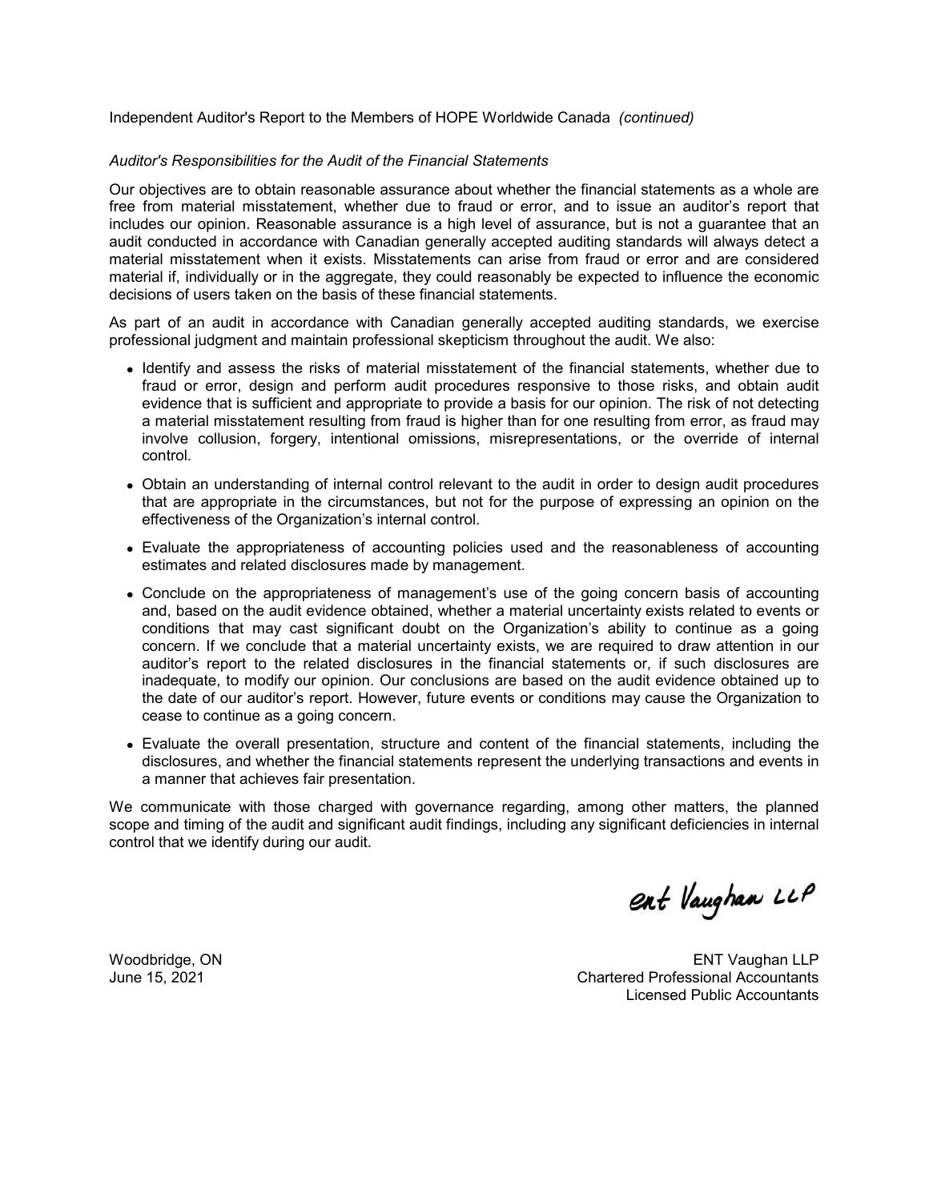Independent Auditor's Report to the Members of HOPE Worldwide Canada *(continued)*

*Auditor's Responsibilities for the Audit of the Financial Statements*

Our objectives are to obtain reasonable assurance about whether the financial statements as a whole are free from material misstatement, whether due to fraud or error, and to issue an auditor's report that includes our opinion. Reasonable assurance is a high level of assurance, but is not a guarantee that an audit conducted in accordance with Canadian generally accepted auditing standards will always detect a material misstatement when it exists. Misstatements can arise from fraud or error and are considered material if, individually or in the aggregate, they could reasonably be expected to influence the economic decisions of users taken on the basis of these financial statements.

As part of an audit in accordance with Canadian generally accepted auditing standards, we exercise professional judgment and maintain professional skepticism throughout the audit. We also:

- Identify and assess the risks of material misstatement of the financial statements, whether due to fraud or error, design and perform audit procedures responsive to those risks, and obtain audit evidence that is sufficient and appropriate to provide a basis for our opinion. The risk of not detecting a material misstatement resulting from fraud is higher than for one resulting from error, as fraud may involve collusion, forgery, intentional omissions, misrepresentations, or the override of internal control.
- Obtain an understanding of internal control relevant to the audit in order to design audit procedures that are appropriate in the circumstances, but not for the purpose of expressing an opinion on the effectiveness of the Organization's internal control.
- Evaluate the appropriateness of accounting policies used and the reasonableness of accounting estimates and related disclosures made by management.
- Conclude on the appropriateness of management's use of the going concern basis of accounting and, based on the audit evidence obtained, whether a material uncertainty exists related to events or conditions that may cast significant doubt on the Organization's ability to continue as a going concern. If we conclude that a material uncertainty exists, we are required to draw attention in our auditor's report to the related disclosures in the financial statements or, if such disclosures are inadequate, to modify our opinion. Our conclusions are based on the audit evidence obtained up to the date of our auditor's report. However, future events or conditions may cause the Organization to cease to continue as a going concern.
- Evaluate the overall presentation, structure and content of the financial statements, including the disclosures, and whether the financial statements represent the underlying transactions and events in a manner that achieves fair presentation.

We communicate with those charged with governance regarding, among other matters, the planned scope and timing of the audit and significant audit findings, including any significant deficiencies in internal control that we identify during our audit.

ent Vaughan LLP

Woodbridge, ON
June 15, 2021

ENT Vaughan LLP
Chartered Professional Accountants
Licensed Public Accountants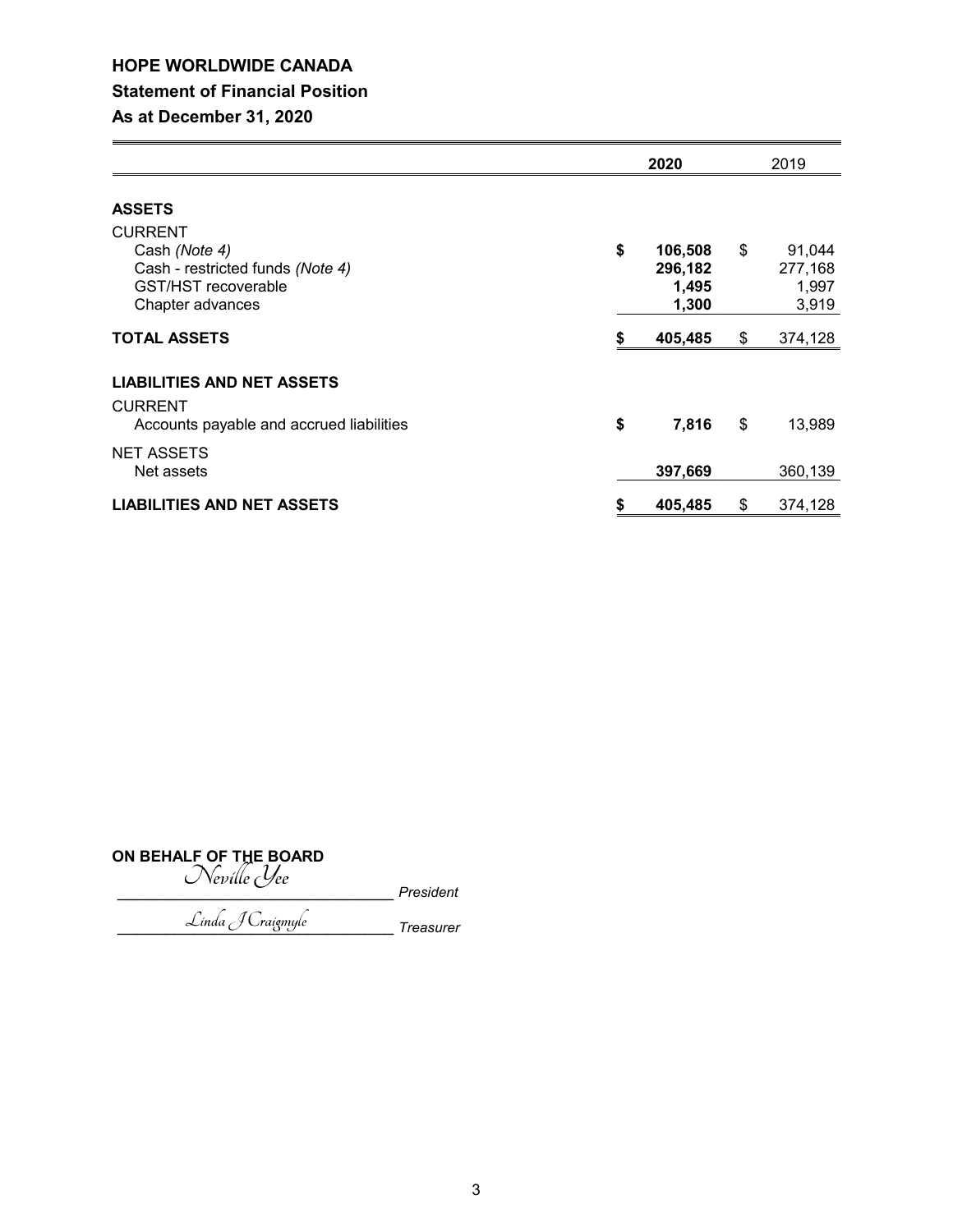# HOPE WORLDWIDE CANADA

## Statement of Financial Position

## As at December 31, 2020

| | 2020 | 2019 |
|---|---|---|
| **ASSETS** | | |
| CURRENT | | |
| Cash *(Note 4)* | $ 106,508 | $ 91,044 |
| Cash - restricted funds *(Note 4)* | 296,182 | 277,168 |
| GST/HST recoverable | 1,495 | 1,997 |
| Chapter advances | 1,300 | 3,919 |
| **TOTAL ASSETS** | **$ 405,485** | $ 374,128 |
| **LIABILITIES AND NET ASSETS** | | |
| CURRENT | | |
| Accounts payable and accrued liabilities | $ 7,816 | $ 13,989 |
| NET ASSETS | | |
| Net assets | 397,669 | 360,139 |
| **LIABILITIES AND NET ASSETS** | **$ 405,485** | $ 374,128 |

**ON BEHALF OF THE BOARD**

Neville Yee ______________________ *President*

Linda J Craigmyle ______________________ *Treasurer*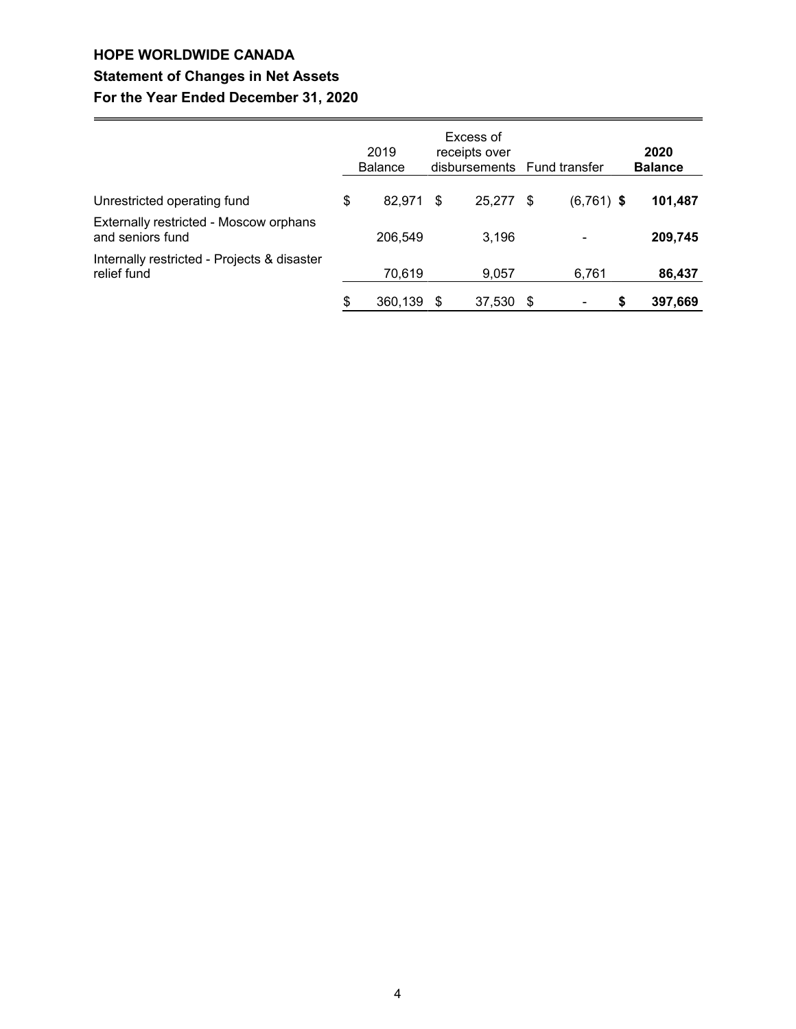# HOPE WORLDWIDE CANADA

## Statement of Changes in Net Assets

## For the Year Ended December 31, 2020

| | 2019 Balance | Excess of receipts over disbursements | Fund transfer | **2020 Balance** |
|---|---|---|---|---|
| Unrestricted operating fund | $ 82,971 | $ 25,277 | $ (6,761) | **$ 101,487** |
| Externally restricted - Moscow orphans and seniors fund | 206,549 | 3,196 | - | **209,745** |
| Internally restricted - Projects & disaster relief fund | 70,619 | 9,057 | 6,761 | **86,437** |
| | $ 360,139 | $ 37,530 | $ - | **$ 397,669** |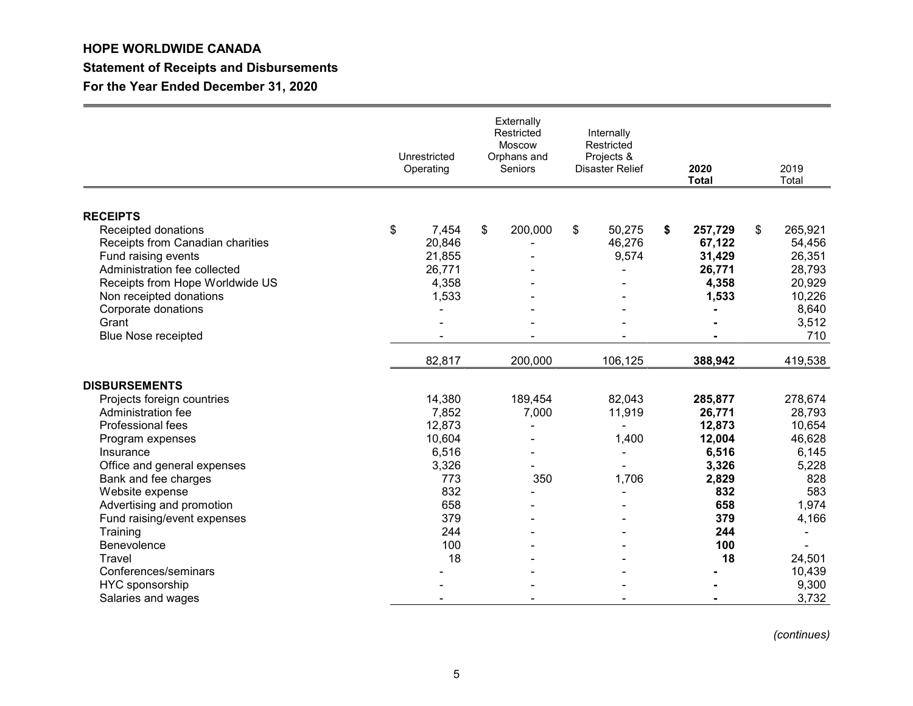**HOPE WORLDWIDE CANADA**

**Statement of Receipts and Disbursements**

**For the Year Ended December 31, 2020**

| | Unrestricted Operating | Externally Restricted Moscow Orphans and Seniors | Internally Restricted Projects & Disaster Relief | **2020 Total** | 2019 Total |
|---|---|---|---|---|---|
| **RECEIPTS** | | | | | |
| Receipted donations | $ 7,454 | $ 200,000 | $ 50,275 | **$ 257,729** | $ 265,921 |
| Receipts from Canadian charities | 20,846 | - | 46,276 | **67,122** | 54,456 |
| Fund raising events | 21,855 | - | 9,574 | **31,429** | 26,351 |
| Administration fee collected | 26,771 | - | - | **26,771** | 28,793 |
| Receipts from Hope Worldwide US | 4,358 | - | - | **4,358** | 20,929 |
| Non receipted donations | 1,533 | - | - | **1,533** | 10,226 |
| Corporate donations | - | - | - | **-** | 8,640 |
| Grant | - | - | - | **-** | 3,512 |
| Blue Nose receipted | - | - | - | **-** | 710 |
| | 82,817 | 200,000 | 106,125 | **388,942** | 419,538 |
| **DISBURSEMENTS** | | | | | |
| Projects foreign countries | 14,380 | 189,454 | 82,043 | **285,877** | 278,674 |
| Administration fee | 7,852 | 7,000 | 11,919 | **26,771** | 28,793 |
| Professional fees | 12,873 | - | - | **12,873** | 10,654 |
| Program expenses | 10,604 | - | 1,400 | **12,004** | 46,628 |
| Insurance | 6,516 | - | - | **6,516** | 6,145 |
| Office and general expenses | 3,326 | - | - | **3,326** | 5,228 |
| Bank and fee charges | 773 | 350 | 1,706 | **2,829** | 828 |
| Website expense | 832 | - | - | **832** | 583 |
| Advertising and promotion | 658 | - | - | **658** | 1,974 |
| Fund raising/event expenses | 379 | - | - | **379** | 4,166 |
| Training | 244 | - | - | **244** | - |
| Benevolence | 100 | - | - | **100** | - |
| Travel | 18 | - | - | **18** | 24,501 |
| Conferences/seminars | - | - | - | **-** | 10,439 |
| HYC sponsorship | - | - | - | **-** | 9,300 |
| Salaries and wages | - | - | - | **-** | 3,732 |

*(continues)*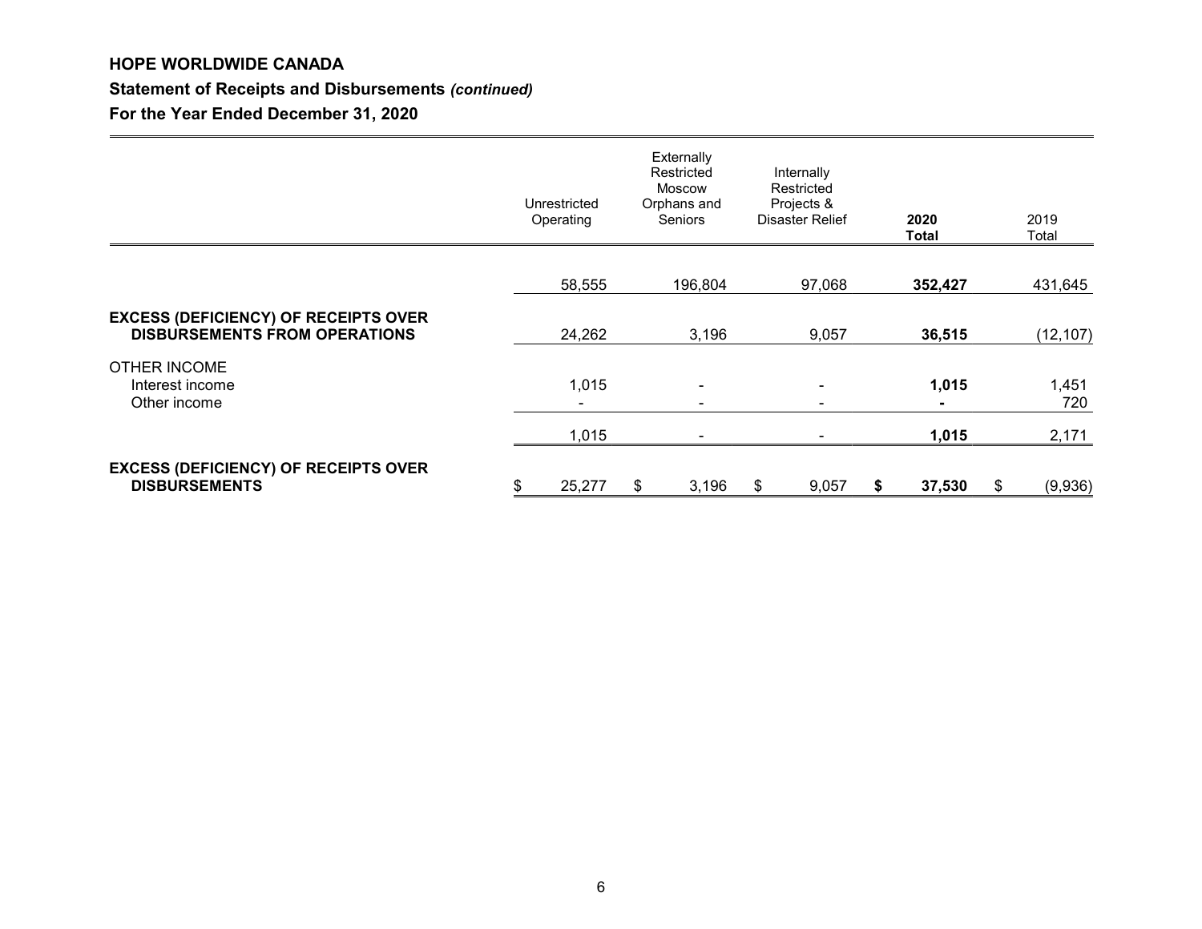**HOPE WORLDWIDE CANADA**

**Statement of Receipts and Disbursements *(continued)***

**For the Year Ended December 31, 2020**

| | Unrestricted Operating | Externally Restricted Moscow Orphans and Seniors | Internally Restricted Projects & Disaster Relief | **2020 Total** | 2019 Total |
|---|---|---|---|---|---|
| | 58,555 | 196,804 | 97,068 | **352,427** | 431,645 |
| **EXCESS (DEFICIENCY) OF RECEIPTS OVER DISBURSEMENTS FROM OPERATIONS** | 24,262 | 3,196 | 9,057 | **36,515** | (12,107) |
| OTHER INCOME | | | | | |
| Interest income | 1,015 | - | - | **1,015** | 1,451 |
| Other income | - | - | - | **-** | 720 |
| | 1,015 | - | - | **1,015** | 2,171 |
| **EXCESS (DEFICIENCY) OF RECEIPTS OVER DISBURSEMENTS** | $ 25,277 | $ 3,196 | $ 9,057 | **$ 37,530** | $ (9,936) |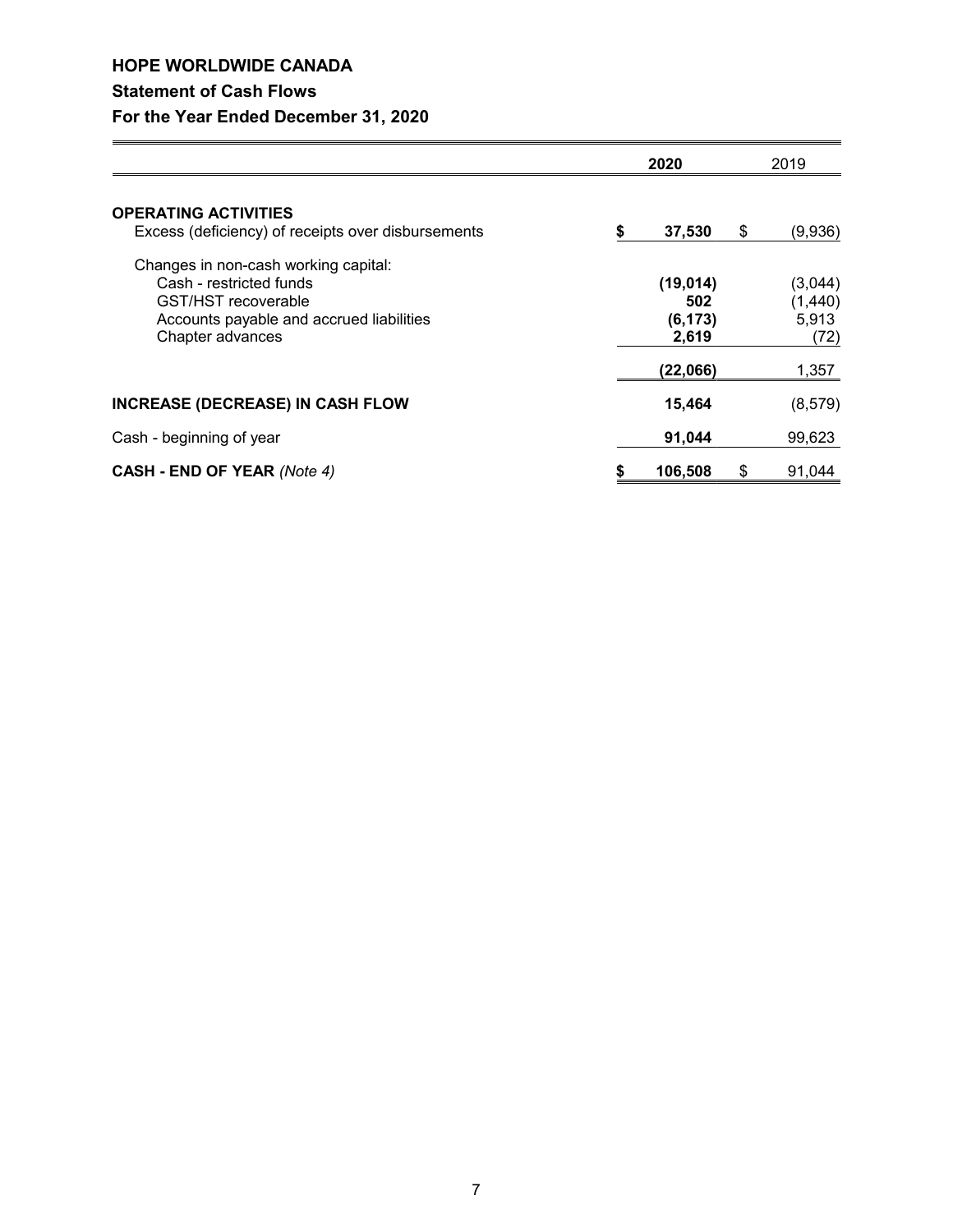# HOPE WORLDWIDE CANADA

## Statement of Cash Flows

## For the Year Ended December 31, 2020

| | 2020 | 2019 |
|---|---|---|
| **OPERATING ACTIVITIES** | | |
| Excess (deficiency) of receipts over disbursements | **$ 37,530** | $ (9,936) |
| Changes in non-cash working capital: | | |
| Cash - restricted funds | **(19,014)** | (3,044) |
| GST/HST recoverable | **502** | (1,440) |
| Accounts payable and accrued liabilities | **(6,173)** | 5,913 |
| Chapter advances | **2,619** | (72) |
| | **(22,066)** | 1,357 |
| **INCREASE (DECREASE) IN CASH FLOW** | **15,464** | (8,579) |
| Cash - beginning of year | **91,044** | 99,623 |
| **CASH - END OF YEAR** *(Note 4)* | **$ 106,508** | $ 91,044 |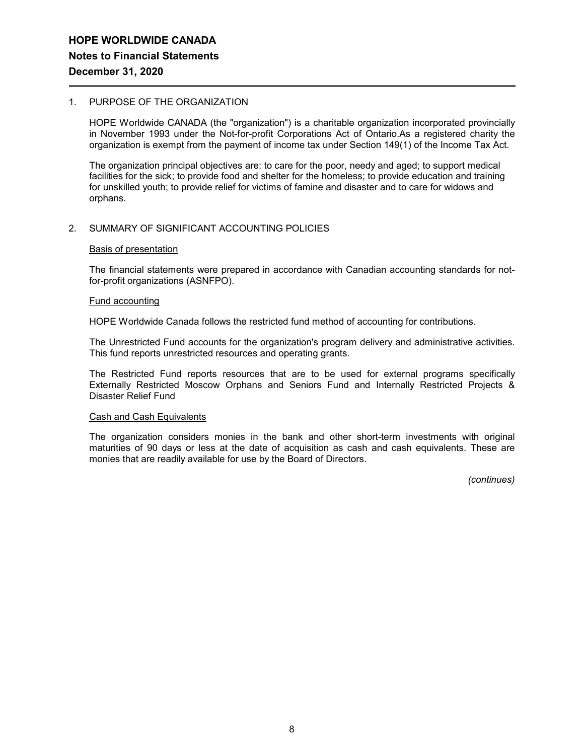# HOPE WORLDWIDE CANADA

## Notes to Financial Statements

## December 31, 2020

1. PURPOSE OF THE ORGANIZATION

   HOPE Worldwide CANADA (the "organization") is a charitable organization incorporated provincially in November 1993 under the Not-for-profit Corporations Act of Ontario.As a registered charity the organization is exempt from the payment of income tax under Section 149(1) of the Income Tax Act.

   The organization principal objectives are: to care for the poor, needy and aged; to support medical facilities for the sick; to provide food and shelter for the homeless; to provide education and training for unskilled youth; to provide relief for victims of famine and disaster and to care for widows and orphans.

2. SUMMARY OF SIGNIFICANT ACCOUNTING POLICIES

   Basis of presentation

   The financial statements were prepared in accordance with Canadian accounting standards for not-for-profit organizations (ASNFPO).

   Fund accounting

   HOPE Worldwide Canada follows the restricted fund method of accounting for contributions.

   The Unrestricted Fund accounts for the organization's program delivery and administrative activities. This fund reports unrestricted resources and operating grants.

   The Restricted Fund reports resources that are to be used for external programs specifically Externally Restricted Moscow Orphans and Seniors Fund and Internally Restricted Projects & Disaster Relief Fund

   Cash and Cash Equivalents

   The organization considers monies in the bank and other short-term investments with original maturities of 90 days or less at the date of acquisition as cash and cash equivalents. These are monies that are readily available for use by the Board of Directors.

*(continues)*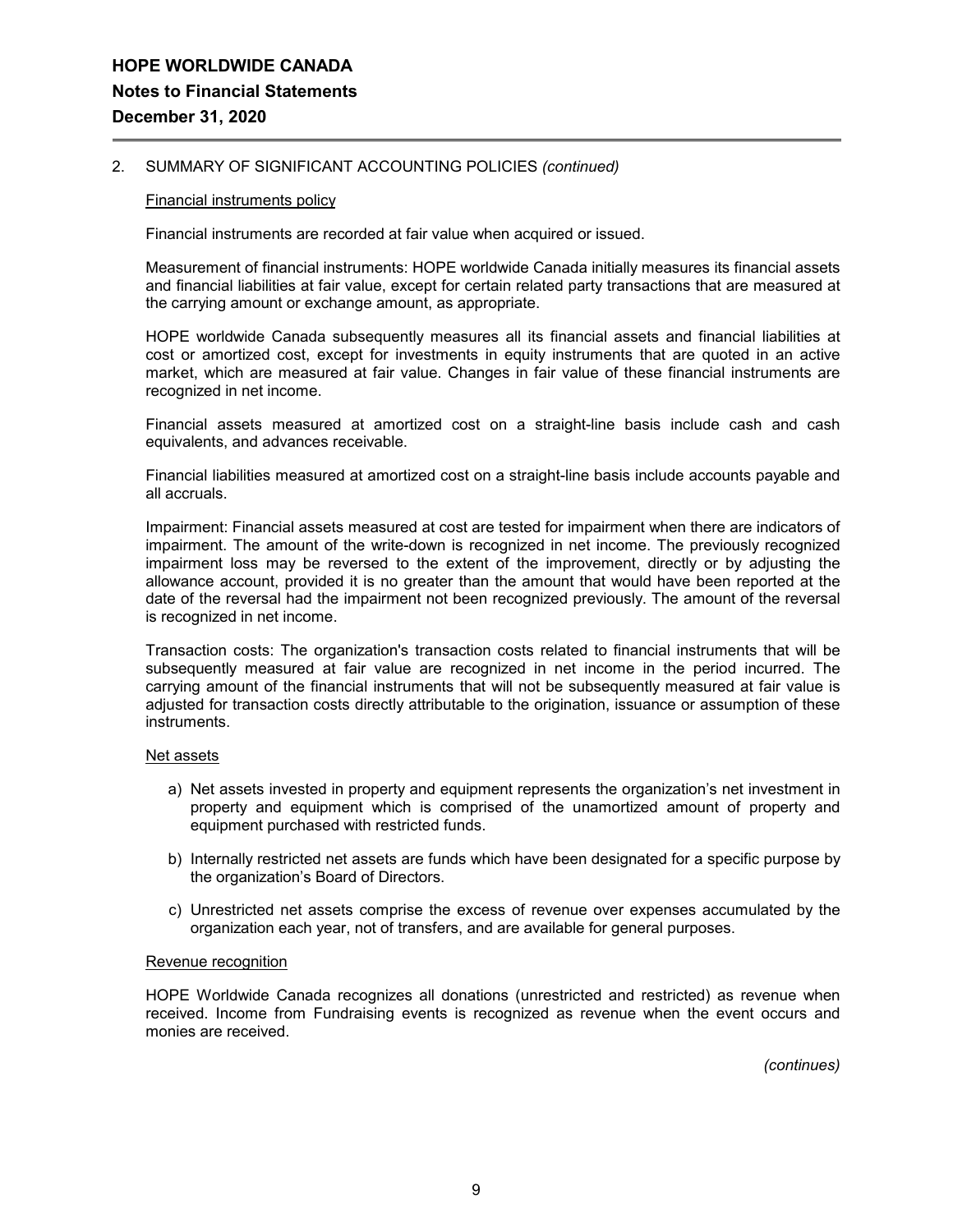## 2. SUMMARY OF SIGNIFICANT ACCOUNTING POLICIES *(continued)*

Financial instruments policy

Financial instruments are recorded at fair value when acquired or issued.

Measurement of financial instruments: HOPE worldwide Canada initially measures its financial assets and financial liabilities at fair value, except for certain related party transactions that are measured at the carrying amount or exchange amount, as appropriate.

HOPE worldwide Canada subsequently measures all its financial assets and financial liabilities at cost or amortized cost, except for investments in equity instruments that are quoted in an active market, which are measured at fair value. Changes in fair value of these financial instruments are recognized in net income.

Financial assets measured at amortized cost on a straight-line basis include cash and cash equivalents, and advances receivable.

Financial liabilities measured at amortized cost on a straight-line basis include accounts payable and all accruals.

Impairment: Financial assets measured at cost are tested for impairment when there are indicators of impairment. The amount of the write-down is recognized in net income. The previously recognized impairment loss may be reversed to the extent of the improvement, directly or by adjusting the allowance account, provided it is no greater than the amount that would have been reported at the date of the reversal had the impairment not been recognized previously. The amount of the reversal is recognized in net income.

Transaction costs: The organization's transaction costs related to financial instruments that will be subsequently measured at fair value are recognized in net income in the period incurred. The carrying amount of the financial instruments that will not be subsequently measured at fair value is adjusted for transaction costs directly attributable to the origination, issuance or assumption of these instruments.

Net assets

a) Net assets invested in property and equipment represents the organization's net investment in property and equipment which is comprised of the unamortized amount of property and equipment purchased with restricted funds.

b) Internally restricted net assets are funds which have been designated for a specific purpose by the organization's Board of Directors.

c) Unrestricted net assets comprise the excess of revenue over expenses accumulated by the organization each year, not of transfers, and are available for general purposes.

Revenue recognition

HOPE Worldwide Canada recognizes all donations (unrestricted and restricted) as revenue when received. Income from Fundraising events is recognized as revenue when the event occurs and monies are received.

*(continues)*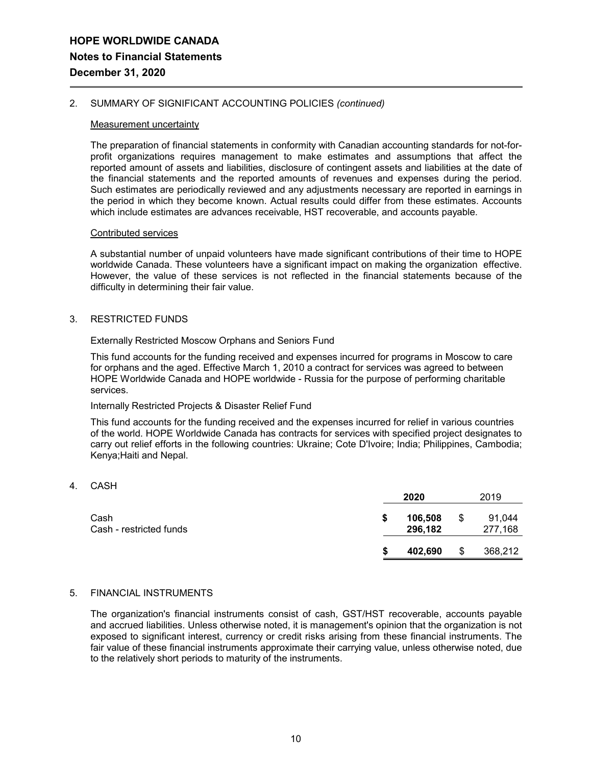# HOPE WORLDWIDE CANADA

## Notes to Financial Statements

## December 31, 2020

2. SUMMARY OF SIGNIFICANT ACCOUNTING POLICIES *(continued)*

**Measurement uncertainty**

The preparation of financial statements in conformity with Canadian accounting standards for not-for-profit organizations requires management to make estimates and assumptions that affect the reported amount of assets and liabilities, disclosure of contingent assets and liabilities at the date of the financial statements and the reported amounts of revenues and expenses during the period. Such estimates are periodically reviewed and any adjustments necessary are reported in earnings in the period in which they become known. Actual results could differ from these estimates. Accounts which include estimates are advances receivable, HST recoverable, and accounts payable.

**Contributed services**

A substantial number of unpaid volunteers have made significant contributions of their time to HOPE worldwide Canada. These volunteers have a significant impact on making the organization effective. However, the value of these services is not reflected in the financial statements because of the difficulty in determining their fair value.

3. RESTRICTED FUNDS

Externally Restricted Moscow Orphans and Seniors Fund

This fund accounts for the funding received and expenses incurred for programs in Moscow to care for orphans and the aged. Effective March 1, 2010 a contract for services was agreed to between HOPE Worldwide Canada and HOPE worldwide - Russia for the purpose of performing charitable services.

Internally Restricted Projects & Disaster Relief Fund

This fund accounts for the funding received and the expenses incurred for relief in various countries of the world. HOPE Worldwide Canada has contracts for services with specified project designates to carry out relief efforts in the following countries: Ukraine; Cote D'Ivoire; India; Philippines, Cambodia; Kenya;Haiti and Nepal.

4. CASH

| | 2020 | 2019 |
|---|---|---|
| Cash | $ 106,508 | $ 91,044 |
| Cash - restricted funds | 296,182 | 277,168 |
| | $ 402,690 | $ 368,212 |

5. FINANCIAL INSTRUMENTS

The organization's financial instruments consist of cash, GST/HST recoverable, accounts payable and accrued liabilities. Unless otherwise noted, it is management's opinion that the organization is not exposed to significant interest, currency or credit risks arising from these financial instruments. The fair value of these financial instruments approximate their carrying value, unless otherwise noted, due to the relatively short periods to maturity of the instruments.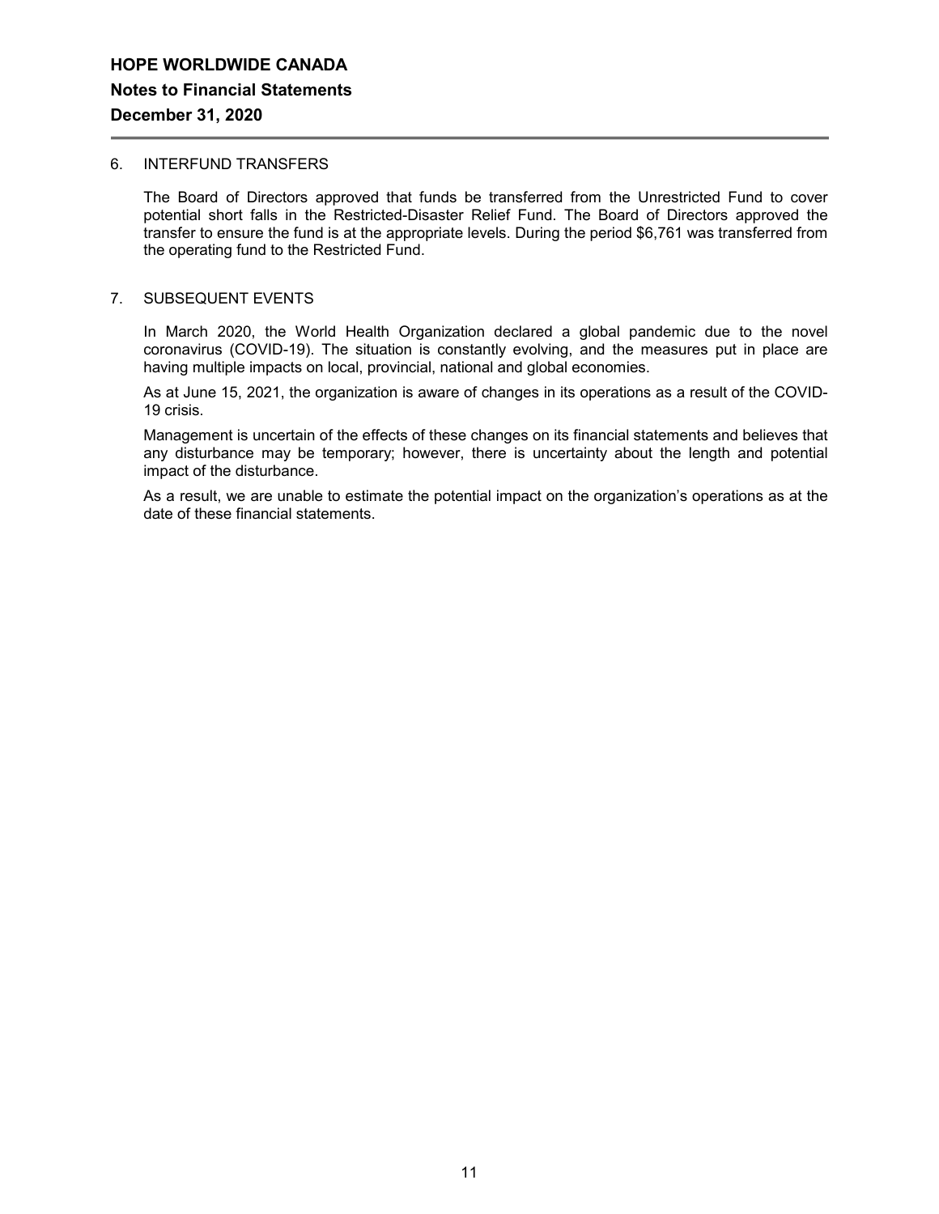## 6. INTERFUND TRANSFERS

The Board of Directors approved that funds be transferred from the Unrestricted Fund to cover potential short falls in the Restricted-Disaster Relief Fund. The Board of Directors approved the transfer to ensure the fund is at the appropriate levels. During the period $6,761 was transferred from the operating fund to the Restricted Fund.

## 7. SUBSEQUENT EVENTS

In March 2020, the World Health Organization declared a global pandemic due to the novel coronavirus (COVID-19). The situation is constantly evolving, and the measures put in place are having multiple impacts on local, provincial, national and global economies.

As at June 15, 2021, the organization is aware of changes in its operations as a result of the COVID-19 crisis.

Management is uncertain of the effects of these changes on its financial statements and believes that any disturbance may be temporary; however, there is uncertainty about the length and potential impact of the disturbance.

As a result, we are unable to estimate the potential impact on the organization's operations as at the date of these financial statements.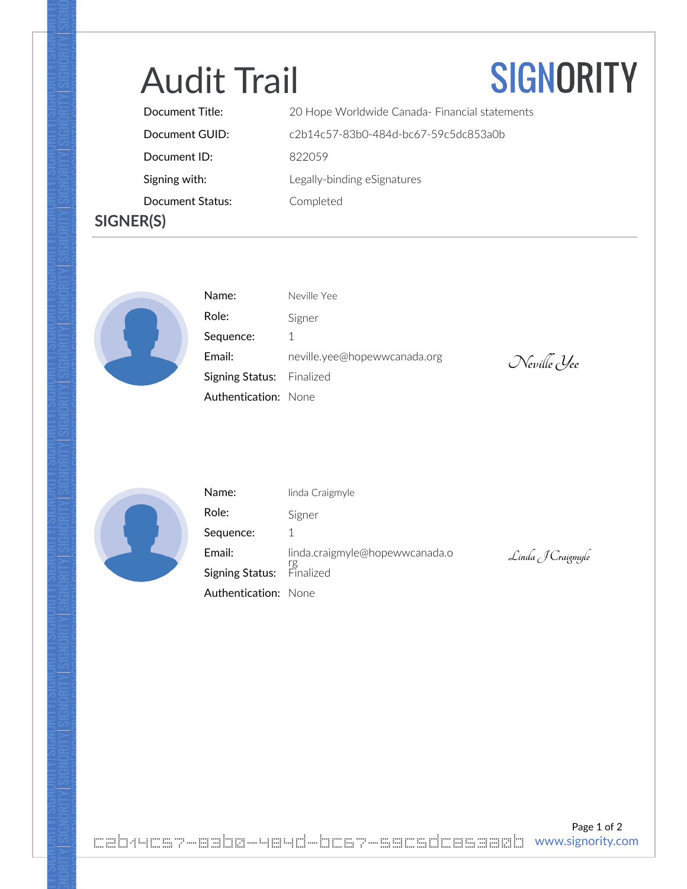# Audit Trail

SIGNORITY

| | |
|---|---|
| Document Title: | 20 Hope Worldwide Canada- Financial statements |
| Document GUID: | c2b14c57-83b0-484d-bc67-59c5dc853a0b |
| Document ID: | 822059 |
| Signing with: | Legally-binding eSignatures |
| Document Status: | Completed |

## SIGNER(S)

| | |
|---|---|
| Name: | Neville Yee |
| Role: | Signer |
| Sequence: | 1 |
| Email: | neville.yee@hopewwcanada.org |
| Signing Status: | Finalized |
| Authentication: | None |

*Neville Yee*

| | |
|---|---|
| Name: | linda Craigmyle |
| Role: | Signer |
| Sequence: | 1 |
| Email: | linda.craigmyle@hopewwcanada.org |
| Signing Status: | Finalized |
| Authentication: | None |

*Linda J Craigmyle*

c2b14c57-83b0-484d-bc67-59c5dc853a0b

www.signority.com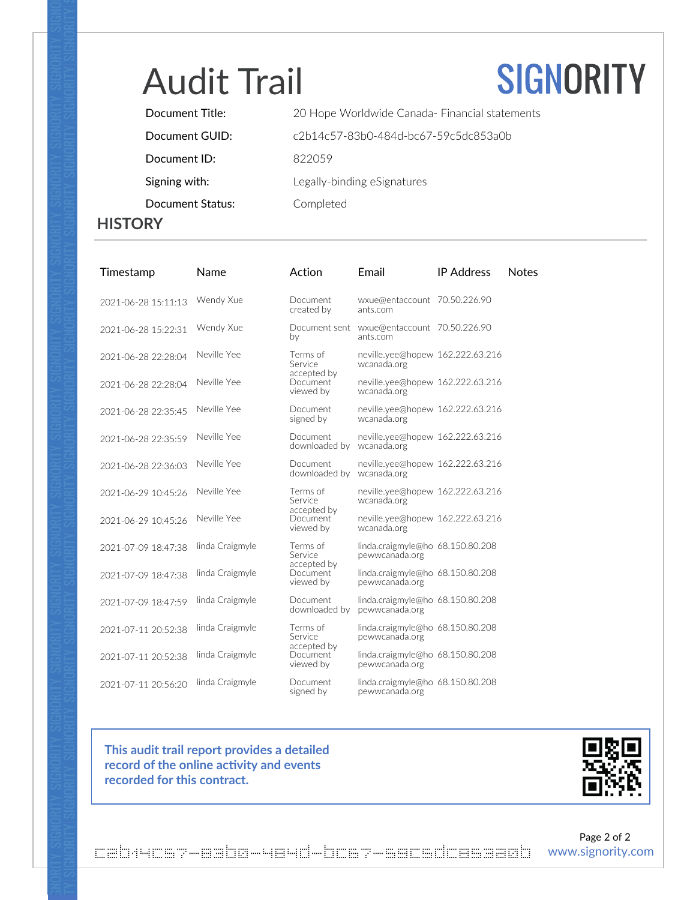# Audit Trail

SIGNORITY

| | |
|---|---|
| Document Title: | 20 Hope Worldwide Canada- Financial statements |
| Document GUID: | c2b14c57-83b0-484d-bc67-59c5dc853a0b |
| Document ID: | 822059 |
| Signing with: | Legally-binding eSignatures |
| Document Status: | Completed |

## HISTORY

| Timestamp | Name | Action | Email | IP Address | Notes |
|---|---|---|---|---|---|
| 2021-06-28 15:11:13 | Wendy Xue | Document created by | wxue@entaccountants.com | 70.50.226.90 | |
| 2021-06-28 15:22:31 | Wendy Xue | Document sent by | wxue@entaccountants.com | 70.50.226.90 | |
| 2021-06-28 22:28:04 | Neville Yee | Terms of Service accepted by | neville.yee@hopewwcanada.org | 162.222.63.216 | |
| 2021-06-28 22:28:04 | Neville Yee | Document viewed by | neville.yee@hopewwcanada.org | 162.222.63.216 | |
| 2021-06-28 22:35:45 | Neville Yee | Document signed by | neville.yee@hopewwcanada.org | 162.222.63.216 | |
| 2021-06-28 22:35:59 | Neville Yee | Document downloaded by | neville.yee@hopewwcanada.org | 162.222.63.216 | |
| 2021-06-28 22:36:03 | Neville Yee | Document downloaded by | neville.yee@hopewwcanada.org | 162.222.63.216 | |
| 2021-06-29 10:45:26 | Neville Yee | Terms of Service accepted by | neville.yee@hopewwcanada.org | 162.222.63.216 | |
| 2021-06-29 10:45:26 | Neville Yee | Document viewed by | neville.yee@hopewwcanada.org | 162.222.63.216 | |
| 2021-07-09 18:47:38 | linda Craigmyle | Terms of Service accepted by | linda.craigmyle@hopewwcanada.org | 68.150.80.208 | |
| 2021-07-09 18:47:38 | linda Craigmyle | Document viewed by | linda.craigmyle@hopewwcanada.org | 68.150.80.208 | |
| 2021-07-09 18:47:59 | linda Craigmyle | Document downloaded by | linda.craigmyle@hopewwcanada.org | 68.150.80.208 | |
| 2021-07-11 20:52:38 | linda Craigmyle | Terms of Service accepted by | linda.craigmyle@hopewwcanada.org | 68.150.80.208 | |
| 2021-07-11 20:52:38 | linda Craigmyle | Document viewed by | linda.craigmyle@hopewwcanada.org | 68.150.80.208 | |
| 2021-07-11 20:56:20 | linda Craigmyle | Document signed by | linda.craigmyle@hopewwcanada.org | 68.150.80.208 | |

**This audit trail report provides a detailed record of the online activity and events recorded for this contract.**

c2b14c57-83b0-484d-bc67-59c5dc853a0b

www.signority.com